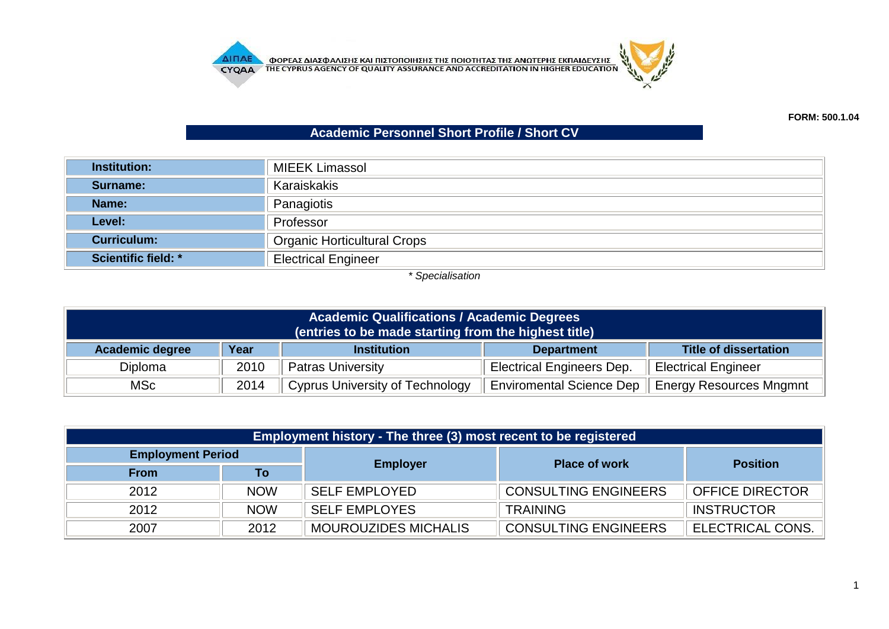ΦΟΡΕΑΣ ΔΙΑΣΦΑΛΙΣΗΣ ΚΑΙ ΠΙΣΤΟΠΟΙΗΣΗΣ ΤΗΣ ΠΟΙΟΤΗΤΑΣ ΤΗΣ ΑΝΩΤΕΡΗΣ ΕΚΠΑΙΔΕΥΣΗΣ
THE CYPRUS AGENCY OF QUALITY ASSURANCE AND ACCREDITATION IN HIGHER EDUCATION

**FORM: 500.1.04**

# Academic Personnel Short Profile / Short CV

| | |
|---|---|
| **Institution:** | MIEEK Limassol |
| **Surname:** | Karaiskakis |
| **Name:** | Panagiotis |
| **Level:** | Professor |
| **Curriculum:** | Organic Horticultural Crops |
| **Scientific field: *** | Electrical Engineer |

*\* Specialisation*

**Academic Qualifications / Academic Degrees (entries to be made starting from the highest title)**

| Academic degree | Year | Institution | Department | Title of dissertation |
|---|---|---|---|---|
| Diploma | 2010 | Patras University | Electrical Engineers Dep. | Electrical Engineer |
| MSc | 2014 | Cyprus University of Technology | Enviromental Science Dep | Energy Resources Mngmnt |

**Employment history - The three (3) most recent to be registered**

| Employment Period | | Employer | Place of work | Position |
|---|---|---|---|---|
| From | To | | | |
| 2012 | NOW | SELF EMPLOYED | CONSULTING ENGINEERS | OFFICE DIRECTOR |
| 2012 | NOW | SELF EMPLOYES | TRAINING | INSTRUCTOR |
| 2007 | 2012 | MOUROUZIDES MICHALIS | CONSULTING ENGINEERS | ELECTRICAL CONS. |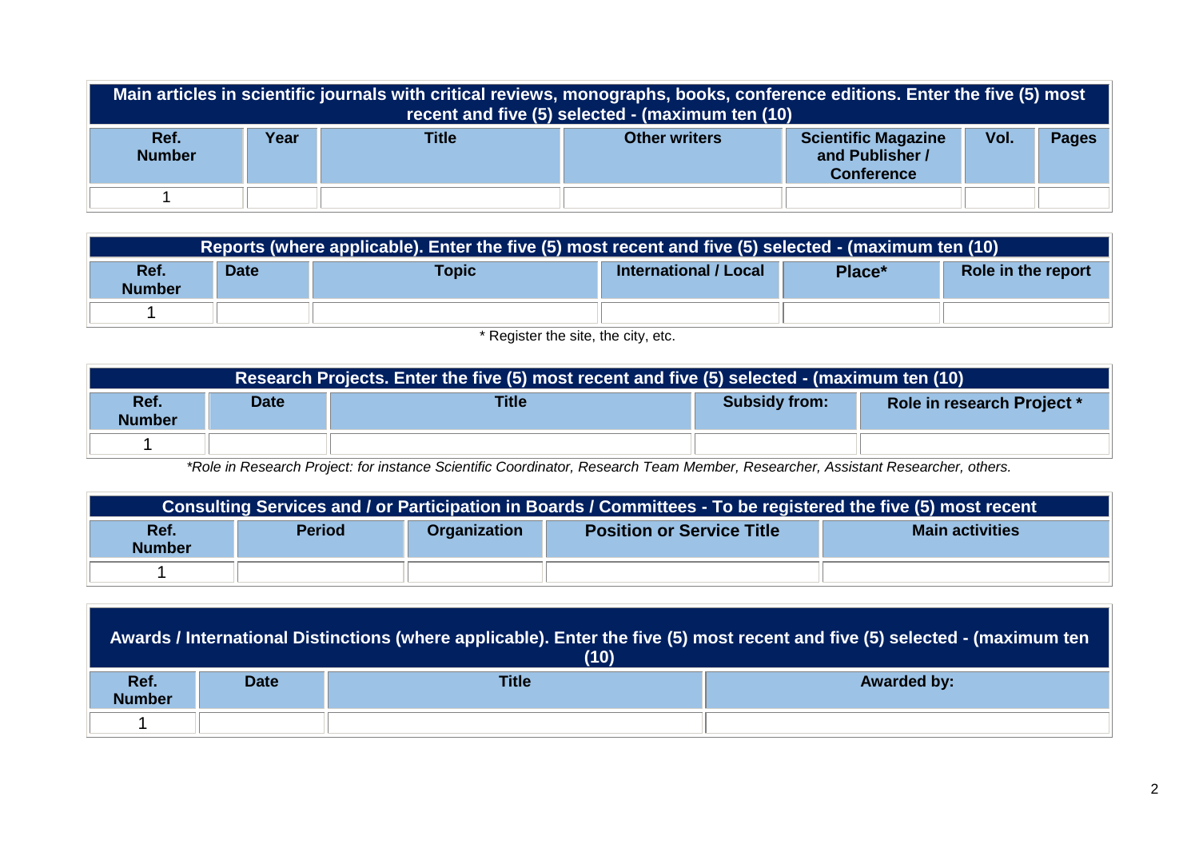| Main articles in scientific journals with critical reviews, monographs, books, conference editions. Enter the five (5) most recent and five (5) selected - (maximum ten (10) | | | | | | |
|---|---|---|---|---|---|---|
| **Ref. Number** | **Year** | **Title** | **Other writers** | **Scientific Magazine and Publisher / Conference** | **Vol.** | **Pages** |
| 1 | | | | | | |

| Reports (where applicable). Enter the five (5) most recent and five (5) selected - (maximum ten (10) | | | | | |
|---|---|---|---|---|---|
| **Ref. Number** | **Date** | **Topic** | **International / Local** | **Place*** | **Role in the report** |
| 1 | | | | | |

* Register the site, the city, etc.

| Research Projects. Enter the five (5) most recent and five (5) selected - (maximum ten (10) | | | | |
|---|---|---|---|---|
| **Ref. Number** | **Date** | **Title** | **Subsidy from:** | **Role in research Project *** |
| 1 | | | | |

*\*Role in Research Project: for instance Scientific Coordinator, Research Team Member, Researcher, Assistant Researcher, others.*

| Consulting Services and / or Participation in Boards / Committees - To be registered the five (5) most recent | | | | |
|---|---|---|---|---|
| **Ref. Number** | **Period** | **Organization** | **Position or Service Title** | **Main activities** |
| 1 | | | | |

| Awards / International Distinctions (where applicable). Enter the five (5) most recent and five (5) selected - (maximum ten (10) | | | |
|---|---|---|---|
| **Ref. Number** | **Date** | **Title** | **Awarded by:** |
| 1 | | | |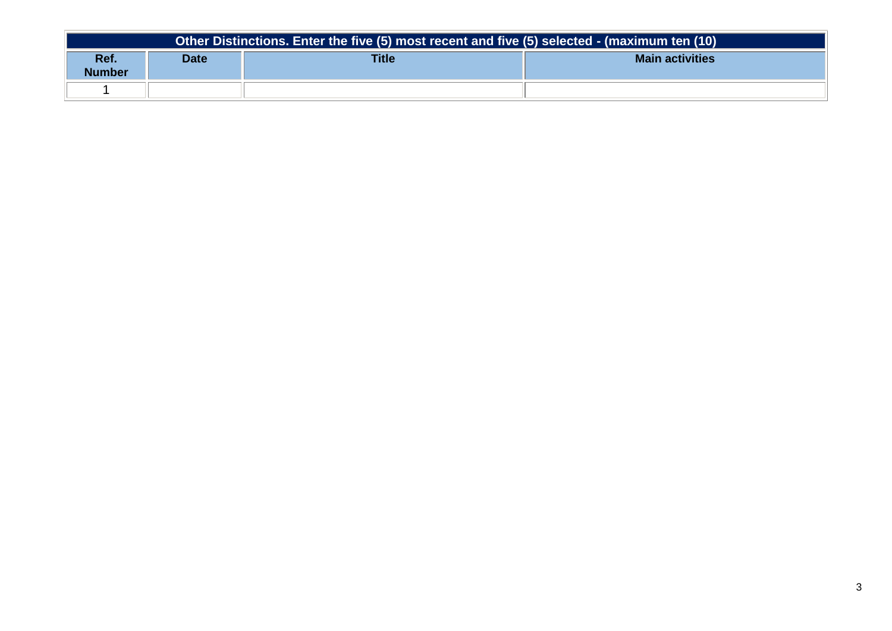| Other Distinctions. Enter the five (5) most recent and five (5) selected - (maximum ten (10) | | | |
|---|---|---|---|
| Ref. Number | Date | Title | Main activities |
| 1 | | | |